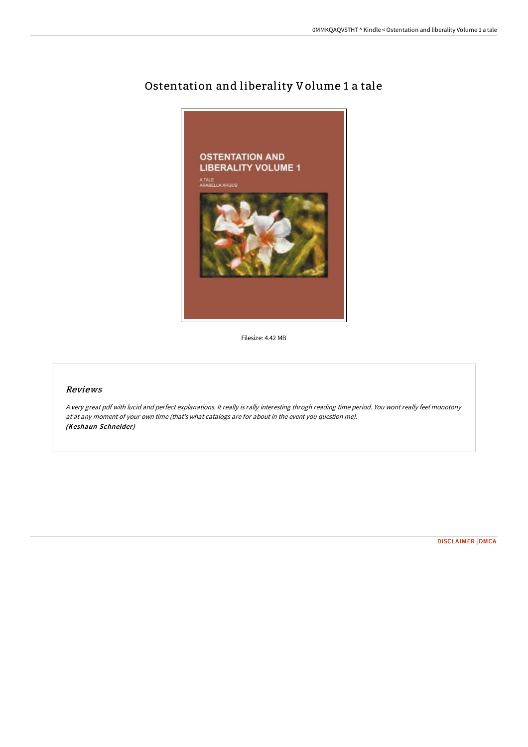# Ostentation and liberality Volume 1 a tale

Filesize: 4.42 MB

## *Reviews*

*A very great pdf with lucid and perfect explanations. It really is rally interesting throgh reading time period. You wont really feel monotony at at any moment of your own time (that's what catalogs are for about in the event you question me).*
***(Keshaun Schneider)***

[DISCLAIMER](#) | [DMCA](#)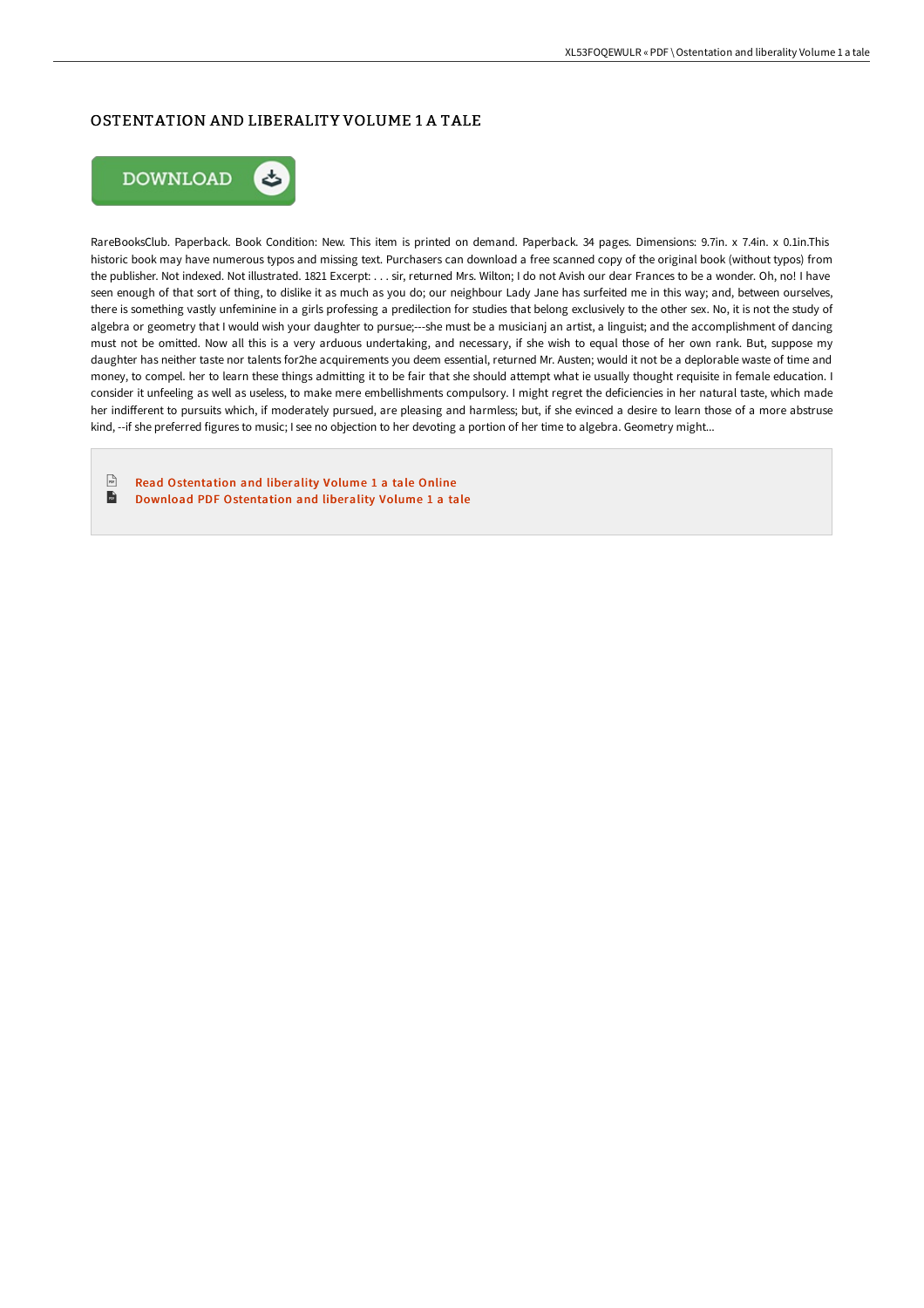# OSTENTATION AND LIBERALITY VOLUME 1 A TALE

DOWNLOAD

RareBooksClub. Paperback. Book Condition: New. This item is printed on demand. Paperback. 34 pages. Dimensions: 9.7in. x 7.4in. x 0.1in.This historic book may have numerous typos and missing text. Purchasers can download a free scanned copy of the original book (without typos) from the publisher. Not indexed. Not illustrated. 1821 Excerpt: . . . sir, returned Mrs. Wilton; I do not Avish our dear Frances to be a wonder. Oh, no! I have seen enough of that sort of thing, to dislike it as much as you do; our neighbour Lady Jane has surfeited me in this way; and, between ourselves, there is something vastly unfeminine in a girls professing a predilection for studies that belong exclusively to the other sex. No, it is not the study of algebra or geometry that I would wish your daughter to pursue;---she must be a musicianj an artist, a linguist; and the accomplishment of dancing must not be omitted. Now all this is a very arduous undertaking, and necessary, if she wish to equal those of her own rank. But, suppose my daughter has neither taste nor talents for2he acquirements you deem essential, returned Mr. Austen; would it not be a deplorable waste of time and money, to compel. her to learn these things admitting it to be fair that she should attempt what ie usually thought requisite in female education. I consider it unfeeling as well as useless, to make mere embellishments compulsory. I might regret the deficiencies in her natural taste, which made her indifferent to pursuits which, if moderately pursued, are pleasing and harmless; but, if she evinced a desire to learn those of a more abstruse kind, --if she preferred figures to music; I see no objection to her devoting a portion of her time to algebra. Geometry might...

- Read Ostentation and liberality Volume 1 a tale Online
- Download PDF Ostentation and liberality Volume 1 a tale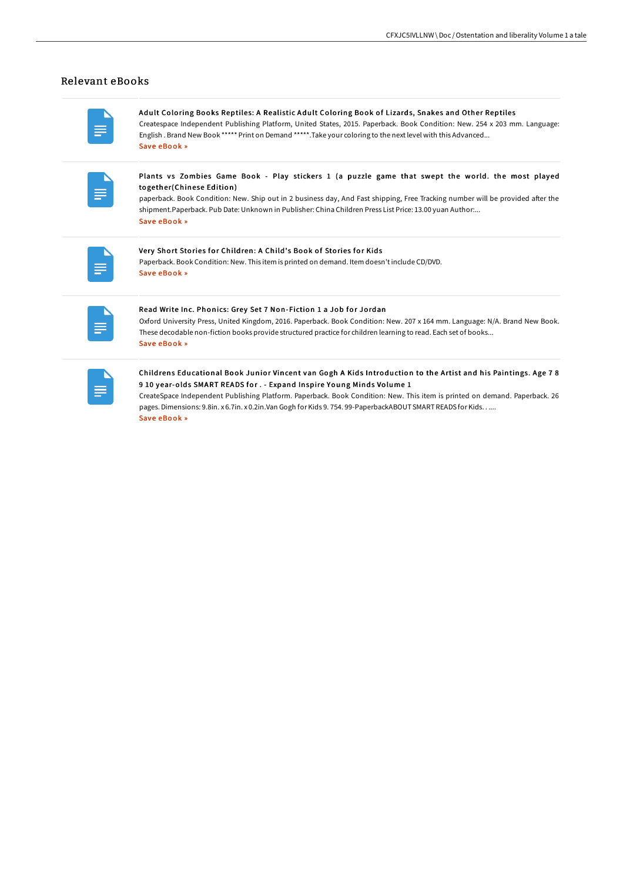## Relevant eBooks

**Adult Coloring Books Reptiles: A Realistic Adult Coloring Book of Lizards, Snakes and Other Reptiles**

Createspace Independent Publishing Platform, United States, 2015. Paperback. Book Condition: New. 254 x 203 mm. Language: English . Brand New Book ***** Print on Demand *****.Take your coloring to the next level with this Advanced...

Save eBook »

**Plants vs Zombies Game Book - Play stickers 1 (a puzzle game that swept the world. the most played together(Chinese Edition)**

paperback. Book Condition: New. Ship out in 2 business day, And Fast shipping, Free Tracking number will be provided after the shipment.Paperback. Pub Date: Unknown in Publisher: China Children Press List Price: 13.00 yuan Author:...

Save eBook »

**Very Short Stories for Children: A Child's Book of Stories for Kids**

Paperback. Book Condition: New. This item is printed on demand. Item doesn't include CD/DVD.

Save eBook »

**Read Write Inc. Phonics: Grey Set 7 Non-Fiction 1 a Job for Jordan**

Oxford University Press, United Kingdom, 2016. Paperback. Book Condition: New. 207 x 164 mm. Language: N/A. Brand New Book. These decodable non-fiction books provide structured practice for children learning to read. Each set of books...

Save eBook »

**Childrens Educational Book Junior Vincent van Gogh A Kids Introduction to the Artist and his Paintings. Age 7 8 9 10 year-olds SMART READS for . - Expand Inspire Young Minds Volume 1**

CreateSpace Independent Publishing Platform. Paperback. Book Condition: New. This item is printed on demand. Paperback. 26 pages. Dimensions: 9.8in. x 6.7in. x 0.2in.Van Gogh for Kids 9. 754. 99-PaperbackABOUT SMART READS for Kids. . ....

Save eBook »